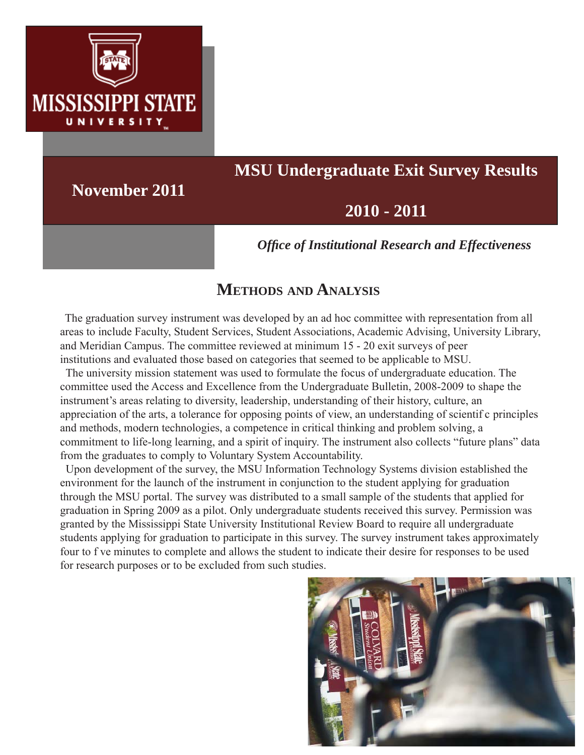MISSISSIPPI STATE UNIVERSITY

# MSU Undergraduate Exit Survey Results

## 2010 - 2011

**November 2011**

***Office of Institutional Research and Effectiveness***

## Methods and Analysis

The graduation survey instrument was developed by an ad hoc committee with representation from all areas to include Faculty, Student Services, Student Associations, Academic Advising, University Library, and Meridian Campus. The committee reviewed at minimum 15 - 20 exit surveys of peer institutions and evaluated those based on categories that seemed to be applicable to MSU.

The university mission statement was used to formulate the focus of undergraduate education. The committee used the Access and Excellence from the Undergraduate Bulletin, 2008-2009 to shape the instrument's areas relating to diversity, leadership, understanding of their history, culture, an appreciation of the arts, a tolerance for opposing points of view, an understanding of scientif c principles and methods, modern technologies, a competence in critical thinking and problem solving, a commitment to life-long learning, and a spirit of inquiry. The instrument also collects "future plans" data from the graduates to comply to Voluntary System Accountability.

Upon development of the survey, the MSU Information Technology Systems division established the environment for the launch of the instrument in conjunction to the student applying for graduation through the MSU portal. The survey was distributed to a small sample of the students that applied for graduation in Spring 2009 as a pilot. Only undergraduate students received this survey. Permission was granted by the Mississippi State University Institutional Review Board to require all undergraduate students applying for graduation to participate in this survey. The survey instrument takes approximately four to f ve minutes to complete and allows the student to indicate their desire for responses to be used for research purposes or to be excluded from such studies.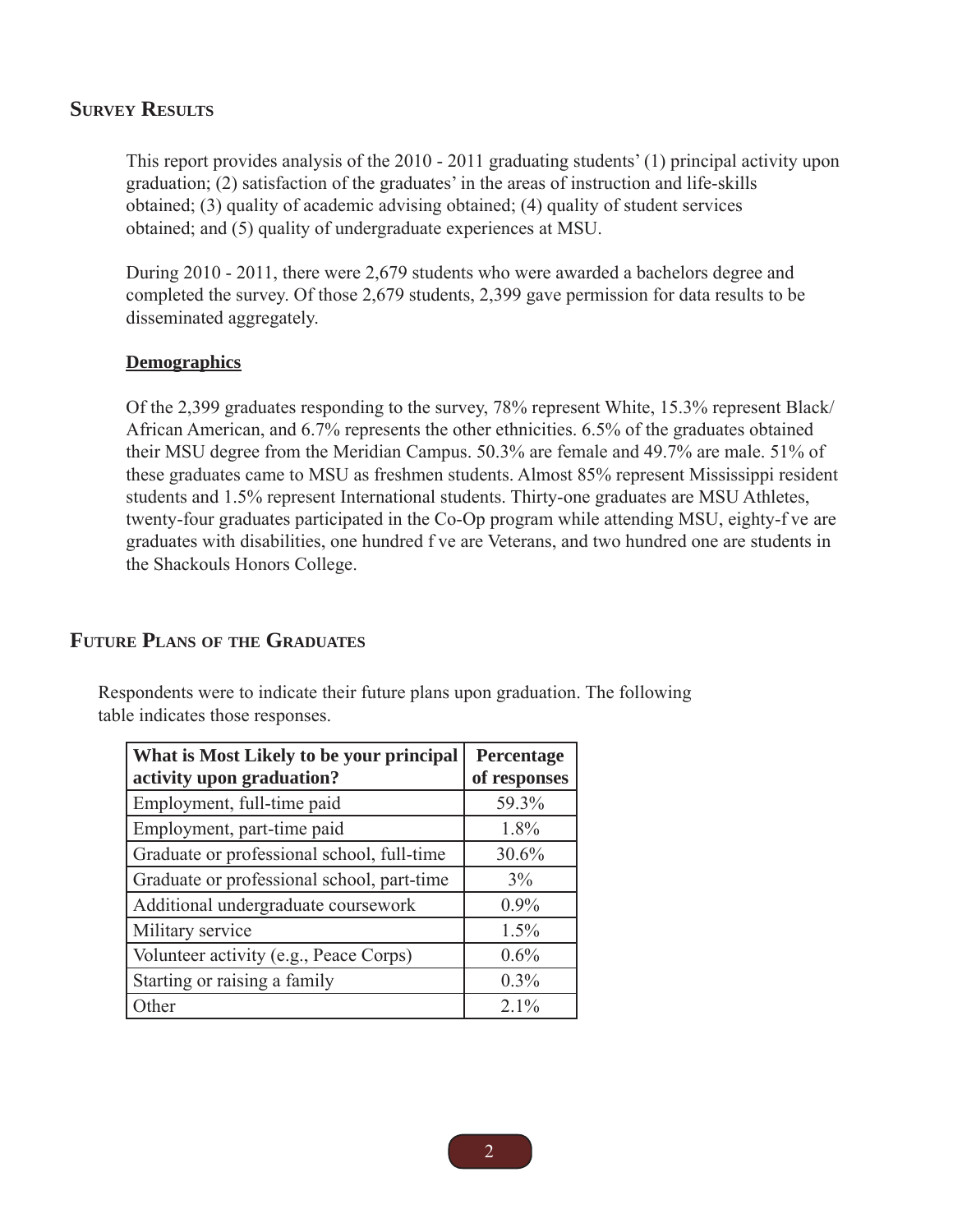## Survey Results

This report provides analysis of the 2010 - 2011 graduating students' (1) principal activity upon graduation; (2) satisfaction of the graduates' in the areas of instruction and life-skills obtained; (3) quality of academic advising obtained; (4) quality of student services obtained; and (5) quality of undergraduate experiences at MSU.

During 2010 - 2011, there were 2,679 students who were awarded a bachelors degree and completed the survey. Of those 2,679 students, 2,399 gave permission for data results to be disseminated aggregately.

### Demographics

Of the 2,399 graduates responding to the survey, 78% represent White, 15.3% represent Black/African American, and 6.7% represents the other ethnicities. 6.5% of the graduates obtained their MSU degree from the Meridian Campus. 50.3% are female and 49.7% are male. 51% of these graduates came to MSU as freshmen students. Almost 85% represent Mississippi resident students and 1.5% represent International students. Thirty-one graduates are MSU Athletes, twenty-four graduates participated in the Co-Op program while attending MSU, eighty-f ve are graduates with disabilities, one hundred f ve are Veterans, and two hundred one are students in the Shackouls Honors College.

## Future Plans of the Graduates

Respondents were to indicate their future plans upon graduation. The following table indicates those responses.

| What is Most Likely to be your principal activity upon graduation? | Percentage of responses |
|---|---|
| Employment, full-time paid | 59.3% |
| Employment, part-time paid | 1.8% |
| Graduate or professional school, full-time | 30.6% |
| Graduate or professional school, part-time | 3% |
| Additional undergraduate coursework | 0.9% |
| Military service | 1.5% |
| Volunteer activity (e.g., Peace Corps) | 0.6% |
| Starting or raising a family | 0.3% |
| Other | 2.1% |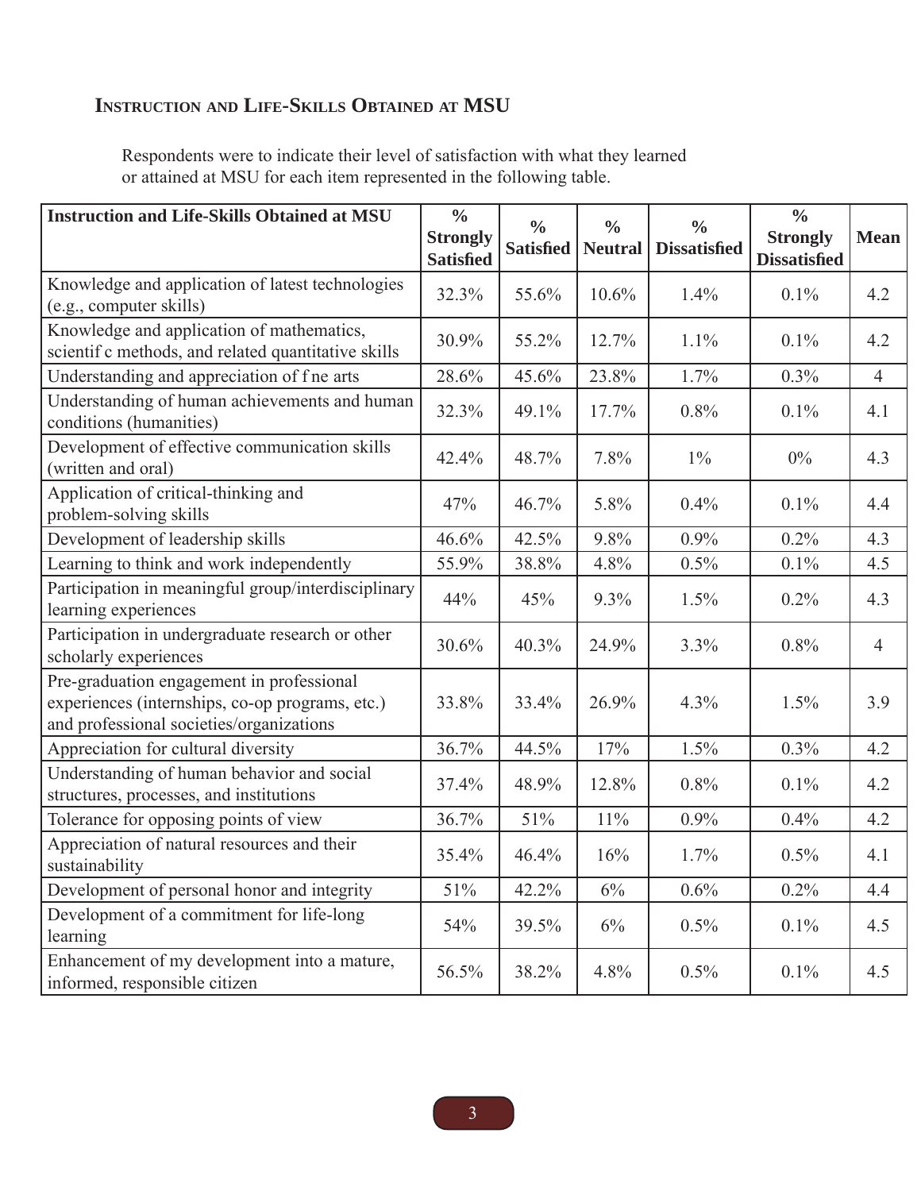## Instruction and Life-Skills Obtained at MSU

Respondents were to indicate their level of satisfaction with what they learned or attained at MSU for each item represented in the following table.

| Instruction and Life-Skills Obtained at MSU | % Strongly Satisfied | % Satisfied | % Neutral | % Dissatisfied | % Strongly Dissatisfied | Mean |
|---|---|---|---|---|---|---|
| Knowledge and application of latest technologies (e.g., computer skills) | 32.3% | 55.6% | 10.6% | 1.4% | 0.1% | 4.2 |
| Knowledge and application of mathematics, scientif c methods, and related quantitative skills | 30.9% | 55.2% | 12.7% | 1.1% | 0.1% | 4.2 |
| Understanding and appreciation of f ne arts | 28.6% | 45.6% | 23.8% | 1.7% | 0.3% | 4 |
| Understanding of human achievements and human conditions (humanities) | 32.3% | 49.1% | 17.7% | 0.8% | 0.1% | 4.1 |
| Development of effective communication skills (written and oral) | 42.4% | 48.7% | 7.8% | 1% | 0% | 4.3 |
| Application of critical-thinking and problem-solving skills | 47% | 46.7% | 5.8% | 0.4% | 0.1% | 4.4 |
| Development of leadership skills | 46.6% | 42.5% | 9.8% | 0.9% | 0.2% | 4.3 |
| Learning to think and work independently | 55.9% | 38.8% | 4.8% | 0.5% | 0.1% | 4.5 |
| Participation in meaningful group/interdisciplinary learning experiences | 44% | 45% | 9.3% | 1.5% | 0.2% | 4.3 |
| Participation in undergraduate research or other scholarly experiences | 30.6% | 40.3% | 24.9% | 3.3% | 0.8% | 4 |
| Pre-graduation engagement in professional experiences (internships, co-op programs, etc.) and professional societies/organizations | 33.8% | 33.4% | 26.9% | 4.3% | 1.5% | 3.9 |
| Appreciation for cultural diversity | 36.7% | 44.5% | 17% | 1.5% | 0.3% | 4.2 |
| Understanding of human behavior and social structures, processes, and institutions | 37.4% | 48.9% | 12.8% | 0.8% | 0.1% | 4.2 |
| Tolerance for opposing points of view | 36.7% | 51% | 11% | 0.9% | 0.4% | 4.2 |
| Appreciation of natural resources and their sustainability | 35.4% | 46.4% | 16% | 1.7% | 0.5% | 4.1 |
| Development of personal honor and integrity | 51% | 42.2% | 6% | 0.6% | 0.2% | 4.4 |
| Development of a commitment for life-long learning | 54% | 39.5% | 6% | 0.5% | 0.1% | 4.5 |
| Enhancement of my development into a mature, informed, responsible citizen | 56.5% | 38.2% | 4.8% | 0.5% | 0.1% | 4.5 |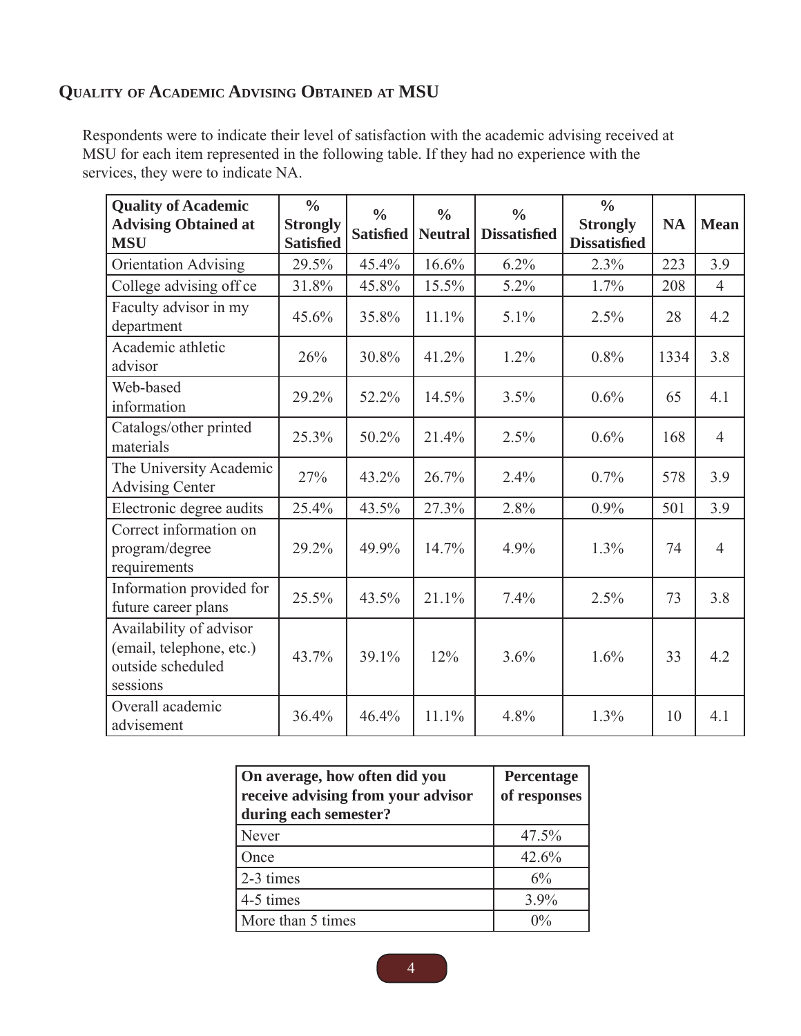## Quality of Academic Advising Obtained at MSU

Respondents were to indicate their level of satisfaction with the academic advising received at MSU for each item represented in the following table. If they had no experience with the services, they were to indicate NA.

| Quality of Academic Advising Obtained at MSU | % Strongly Satisfied | % Satisfied | % Neutral | % Dissatisfied | % Strongly Dissatisfied | NA | Mean |
|---|---|---|---|---|---|---|---|
| Orientation Advising | 29.5% | 45.4% | 16.6% | 6.2% | 2.3% | 223 | 3.9 |
| College advising off ce | 31.8% | 45.8% | 15.5% | 5.2% | 1.7% | 208 | 4 |
| Faculty advisor in my department | 45.6% | 35.8% | 11.1% | 5.1% | 2.5% | 28 | 4.2 |
| Academic athletic advisor | 26% | 30.8% | 41.2% | 1.2% | 0.8% | 1334 | 3.8 |
| Web-based information | 29.2% | 52.2% | 14.5% | 3.5% | 0.6% | 65 | 4.1 |
| Catalogs/other printed materials | 25.3% | 50.2% | 21.4% | 2.5% | 0.6% | 168 | 4 |
| The University Academic Advising Center | 27% | 43.2% | 26.7% | 2.4% | 0.7% | 578 | 3.9 |
| Electronic degree audits | 25.4% | 43.5% | 27.3% | 2.8% | 0.9% | 501 | 3.9 |
| Correct information on program/degree requirements | 29.2% | 49.9% | 14.7% | 4.9% | 1.3% | 74 | 4 |
| Information provided for future career plans | 25.5% | 43.5% | 21.1% | 7.4% | 2.5% | 73 | 3.8 |
| Availability of advisor (email, telephone, etc.) outside scheduled sessions | 43.7% | 39.1% | 12% | 3.6% | 1.6% | 33 | 4.2 |
| Overall academic advisement | 36.4% | 46.4% | 11.1% | 4.8% | 1.3% | 10 | 4.1 |

| On average, how often did you receive advising from your advisor during each semester? | Percentage of responses |
|---|---|
| Never | 47.5% |
| Once | 42.6% |
| 2-3 times | 6% |
| 4-5 times | 3.9% |
| More than 5 times | 0% |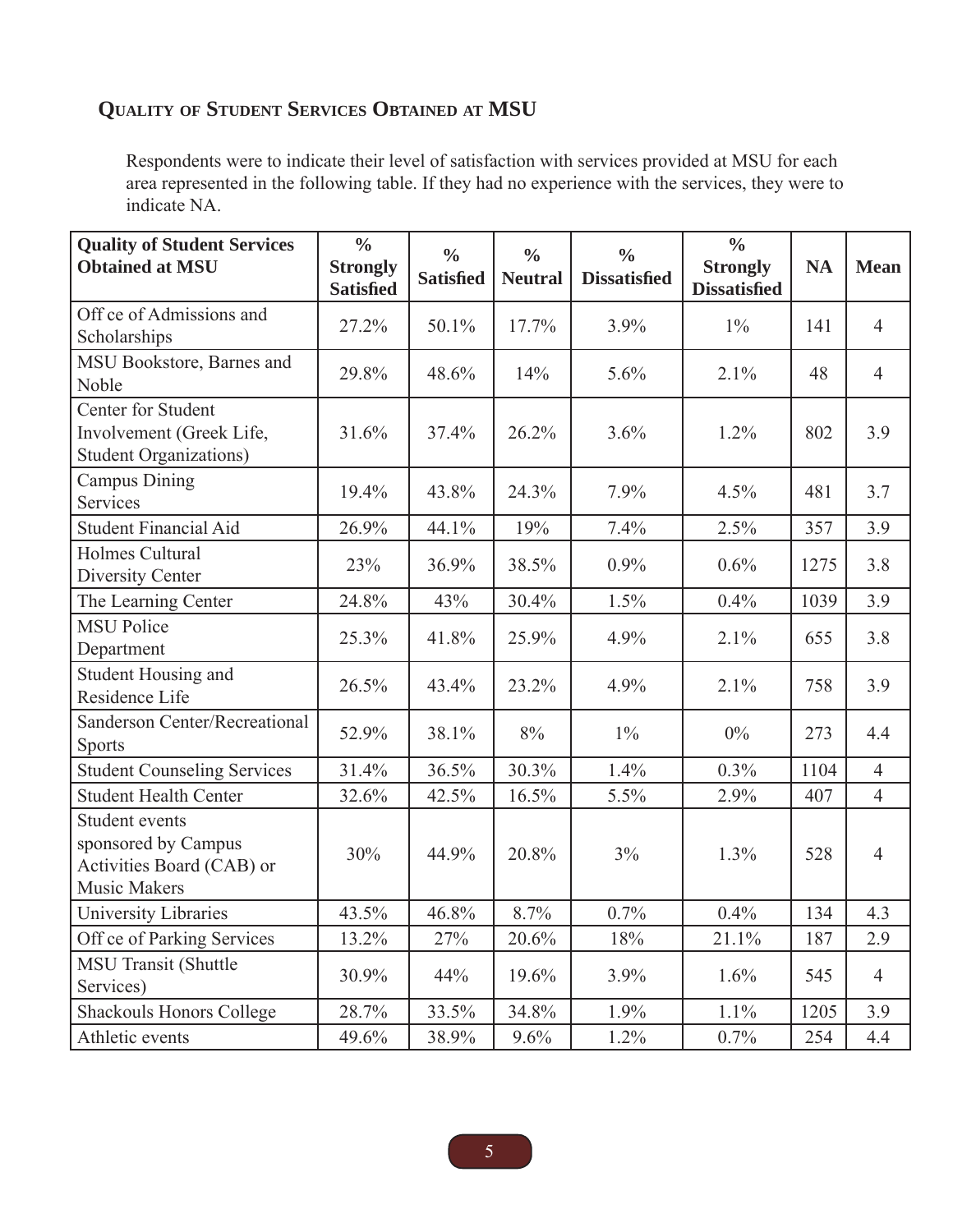## Quality of Student Services Obtained at MSU

Respondents were to indicate their level of satisfaction with services provided at MSU for each area represented in the following table. If they had no experience with the services, they were to indicate NA.

| Quality of Student Services Obtained at MSU | % Strongly Satisfied | % Satisfied | % Neutral | % Dissatisfied | % Strongly Dissatisfied | NA | Mean |
|---|---|---|---|---|---|---|---|
| Off ce of Admissions and Scholarships | 27.2% | 50.1% | 17.7% | 3.9% | 1% | 141 | 4 |
| MSU Bookstore, Barnes and Noble | 29.8% | 48.6% | 14% | 5.6% | 2.1% | 48 | 4 |
| Center for Student Involvement (Greek Life, Student Organizations) | 31.6% | 37.4% | 26.2% | 3.6% | 1.2% | 802 | 3.9 |
| Campus Dining Services | 19.4% | 43.8% | 24.3% | 7.9% | 4.5% | 481 | 3.7 |
| Student Financial Aid | 26.9% | 44.1% | 19% | 7.4% | 2.5% | 357 | 3.9 |
| Holmes Cultural Diversity Center | 23% | 36.9% | 38.5% | 0.9% | 0.6% | 1275 | 3.8 |
| The Learning Center | 24.8% | 43% | 30.4% | 1.5% | 0.4% | 1039 | 3.9 |
| MSU Police Department | 25.3% | 41.8% | 25.9% | 4.9% | 2.1% | 655 | 3.8 |
| Student Housing and Residence Life | 26.5% | 43.4% | 23.2% | 4.9% | 2.1% | 758 | 3.9 |
| Sanderson Center/Recreational Sports | 52.9% | 38.1% | 8% | 1% | 0% | 273 | 4.4 |
| Student Counseling Services | 31.4% | 36.5% | 30.3% | 1.4% | 0.3% | 1104 | 4 |
| Student Health Center | 32.6% | 42.5% | 16.5% | 5.5% | 2.9% | 407 | 4 |
| Student events sponsored by Campus Activities Board (CAB) or Music Makers | 30% | 44.9% | 20.8% | 3% | 1.3% | 528 | 4 |
| University Libraries | 43.5% | 46.8% | 8.7% | 0.7% | 0.4% | 134 | 4.3 |
| Off ce of Parking Services | 13.2% | 27% | 20.6% | 18% | 21.1% | 187 | 2.9 |
| MSU Transit (Shuttle Services) | 30.9% | 44% | 19.6% | 3.9% | 1.6% | 545 | 4 |
| Shackouls Honors College | 28.7% | 33.5% | 34.8% | 1.9% | 1.1% | 1205 | 3.9 |
| Athletic events | 49.6% | 38.9% | 9.6% | 1.2% | 0.7% | 254 | 4.4 |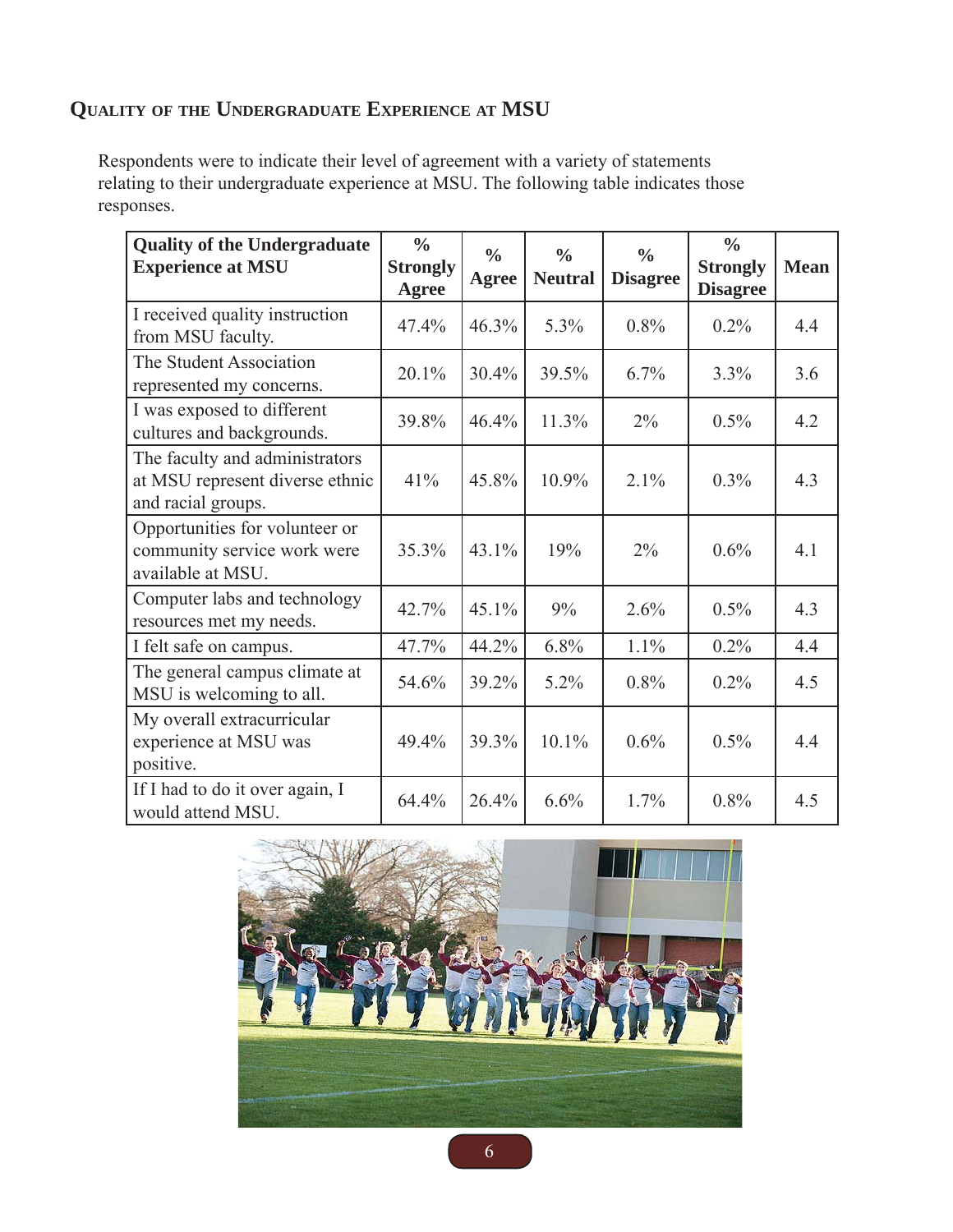## Quality of the Undergraduate Experience at MSU

Respondents were to indicate their level of agreement with a variety of statements relating to their undergraduate experience at MSU. The following table indicates those responses.

| Quality of the Undergraduate Experience at MSU | % Strongly Agree | % Agree | % Neutral | % Disagree | % Strongly Disagree | Mean |
|---|---|---|---|---|---|---|
| I received quality instruction from MSU faculty. | 47.4% | 46.3% | 5.3% | 0.8% | 0.2% | 4.4 |
| The Student Association represented my concerns. | 20.1% | 30.4% | 39.5% | 6.7% | 3.3% | 3.6 |
| I was exposed to different cultures and backgrounds. | 39.8% | 46.4% | 11.3% | 2% | 0.5% | 4.2 |
| The faculty and administrators at MSU represent diverse ethnic and racial groups. | 41% | 45.8% | 10.9% | 2.1% | 0.3% | 4.3 |
| Opportunities for volunteer or community service work were available at MSU. | 35.3% | 43.1% | 19% | 2% | 0.6% | 4.1 |
| Computer labs and technology resources met my needs. | 42.7% | 45.1% | 9% | 2.6% | 0.5% | 4.3 |
| I felt safe on campus. | 47.7% | 44.2% | 6.8% | 1.1% | 0.2% | 4.4 |
| The general campus climate at MSU is welcoming to all. | 54.6% | 39.2% | 5.2% | 0.8% | 0.2% | 4.5 |
| My overall extracurricular experience at MSU was positive. | 49.4% | 39.3% | 10.1% | 0.6% | 0.5% | 4.4 |
| If I had to do it over again, I would attend MSU. | 64.4% | 26.4% | 6.6% | 1.7% | 0.8% | 4.5 |